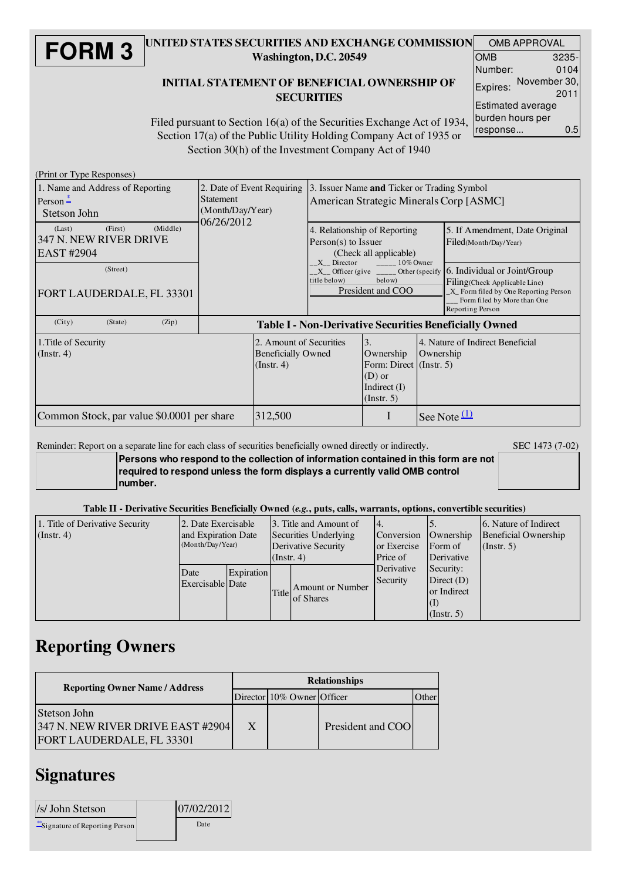# FORM 3

**UNITED STATES SECURITIES AND EXCHANGE COMMISSION**
**Washington, D.C. 20549**

**INITIAL STATEMENT OF BENEFICIAL OWNERSHIP OF SECURITIES**

Filed pursuant to Section 16(a) of the Securities Exchange Act of 1934, Section 17(a) of the Public Utility Holding Company Act of 1935 or Section 30(h) of the Investment Company Act of 1940

| OMB APPROVAL | |
|---|---|
| OMB Number: | 3235-0104 |
| Expires: | November 30, 2011 |
| Estimated average burden hours per response... | 0.5 |

(Print or Type Responses)

| | | | |
|---|---|---|---|
| 1. Name and Address of Reporting Person [*]<br>Stetson John<br>(Last) (First) (Middle)<br>347 N. NEW RIVER DRIVE EAST #2904<br>(Street)<br>FORT LAUDERDALE, FL 33301<br>(City) (State) (Zip) | 2. Date of Event Requiring Statement (Month/Day/Year)<br>06/26/2012 | 3. Issuer Name **and** Ticker or Trading Symbol<br>American Strategic Minerals Corp [ASMC] | |
| | | 4. Relationship of Reporting Person(s) to Issuer (Check all applicable)<br>_X_ Director _____ 10% Owner<br>_X_ Officer (give title below) _____ Other (specify below)<br>President and COO | 5. If Amendment, Date Original Filed(Month/Day/Year)<br><br>6. Individual or Joint/Group Filing(Check Applicable Line)<br>_X_ Form filed by One Reporting Person<br>___ Form filed by More than One Reporting Person |

**Table I - Non-Derivative Securities Beneficially Owned**

| 1.Title of Security (Instr. 4) | 2. Amount of Securities Beneficially Owned (Instr. 4) | 3. Ownership Form: Direct (D) or Indirect (I) (Instr. 5) | 4. Nature of Indirect Beneficial Ownership (Instr. 5) |
|---|---|---|---|
| Common Stock, par value $0.0001 per share | 312,500 | I | See Note [(1)] |

Reminder: Report on a separate line for each class of securities beneficially owned directly or indirectly.

SEC 1473 (7-02)

**Persons who respond to the collection of information contained in this form are not required to respond unless the form displays a currently valid OMB control number.**

**Table II - Derivative Securities Beneficially Owned (*e.g.*, puts, calls, warrants, options, convertible securities)**

| 1. Title of Derivative Security (Instr. 4) | 2. Date Exercisable and Expiration Date (Month/Day/Year) | | 3. Title and Amount of Securities Underlying Derivative Security (Instr. 4) | | 4. Conversion or Exercise Price of Derivative Security | 5. Ownership Form of Derivative Security: Direct (D) or Indirect (I) (Instr. 5) | 6. Nature of Indirect Beneficial Ownership (Instr. 5) |
|---|---|---|---|---|---|---|---|
| | Date Exercisable | Expiration Date | Title | Amount or Number of Shares | | | |

## Reporting Owners

| Reporting Owner Name / Address | Relationships | | | |
|---|---|---|---|---|
| | Director | 10% Owner | Officer | Other |
| Stetson John<br>347 N. NEW RIVER DRIVE EAST #2904<br>FORT LAUDERDALE, FL 33301 | X | | President and COO | |

## Signatures

| | |
|---|---|
| /s/ John Stetson | 07/02/2012 |
| [**]Signature of Reporting Person | Date |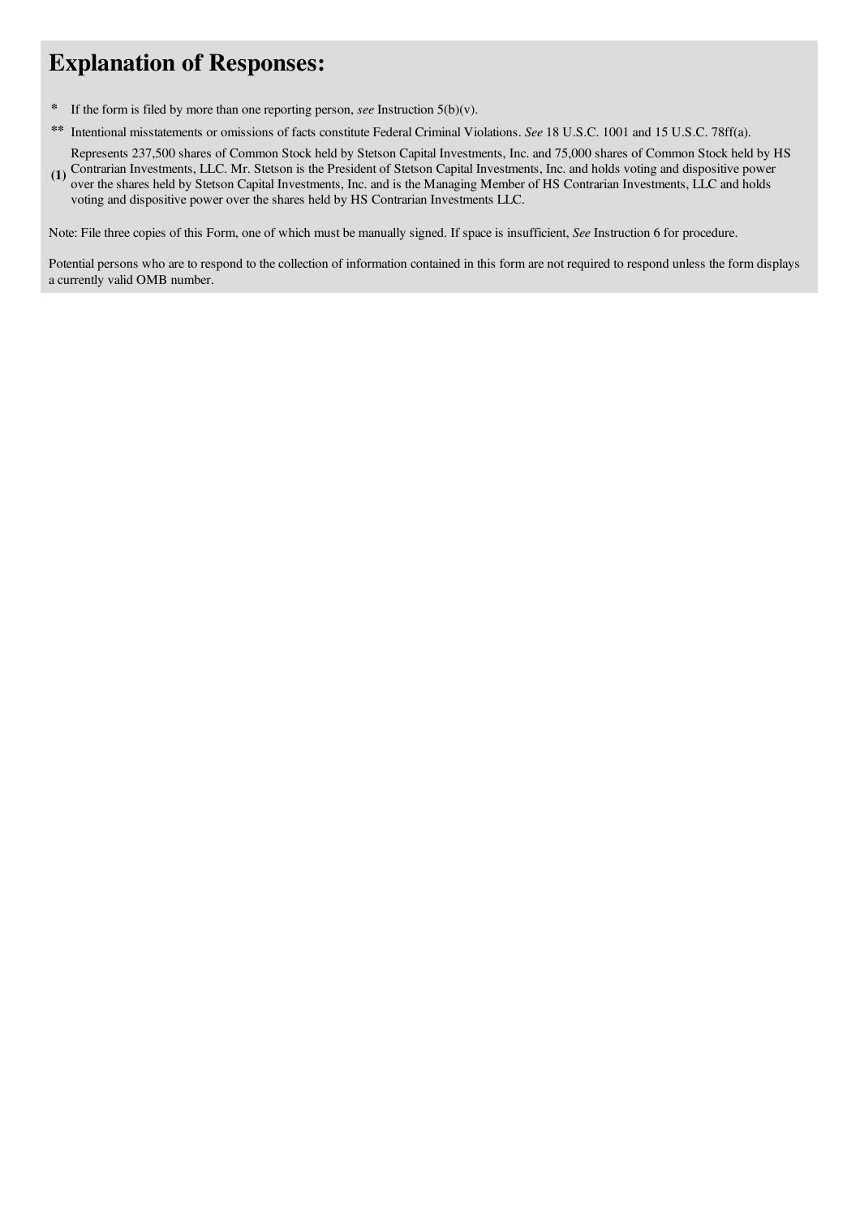## Explanation of Responses:

\* If the form is filed by more than one reporting person, *see* Instruction 5(b)(v).

\*\* Intentional misstatements or omissions of facts constitute Federal Criminal Violations. *See* 18 U.S.C. 1001 and 15 U.S.C. 78ff(a).

**(1)** Represents 237,500 shares of Common Stock held by Stetson Capital Investments, Inc. and 75,000 shares of Common Stock held by HS Contrarian Investments, LLC. Mr. Stetson is the President of Stetson Capital Investments, Inc. and holds voting and dispositive power over the shares held by Stetson Capital Investments, Inc. and is the Managing Member of HS Contrarian Investments, LLC and holds voting and dispositive power over the shares held by HS Contrarian Investments LLC.

Note: File three copies of this Form, one of which must be manually signed. If space is insufficient, *See* Instruction 6 for procedure.

Potential persons who are to respond to the collection of information contained in this form are not required to respond unless the form displays a currently valid OMB number.